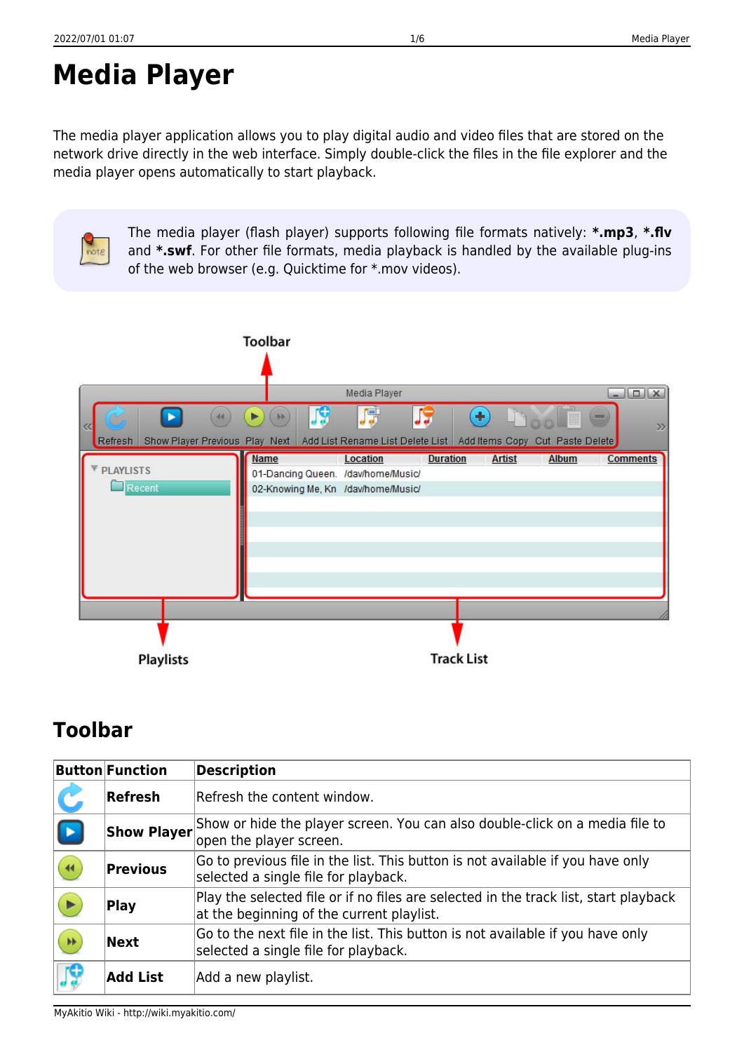# Media Player

The media player application allows you to play digital audio and video files that are stored on the network drive directly in the web interface. Simply double-click the files in the file explorer and the media player opens automatically to start playback.

The media player (flash player) supports following file formats natively: ***.mp3**, ***.flv** and ***.swf**. For other file formats, media playback is handled by the available plug-ins of the web browser (e.g. Quicktime for *.mov videos).

Toolbar

Playlists

Track List

## Toolbar

| Button | Function | Description |
|---|---|---|
| | **Refresh** | Refresh the content window. |
| | **Show Player** | Show or hide the player screen. You can also double-click on a media file to open the player screen. |
| | **Previous** | Go to previous file in the list. This button is not available if you have only selected a single file for playback. |
| | **Play** | Play the selected file or if no files are selected in the track list, start playback at the beginning of the current playlist. |
| | **Next** | Go to the next file in the list. This button is not available if you have only selected a single file for playback. |
| | **Add List** | Add a new playlist. |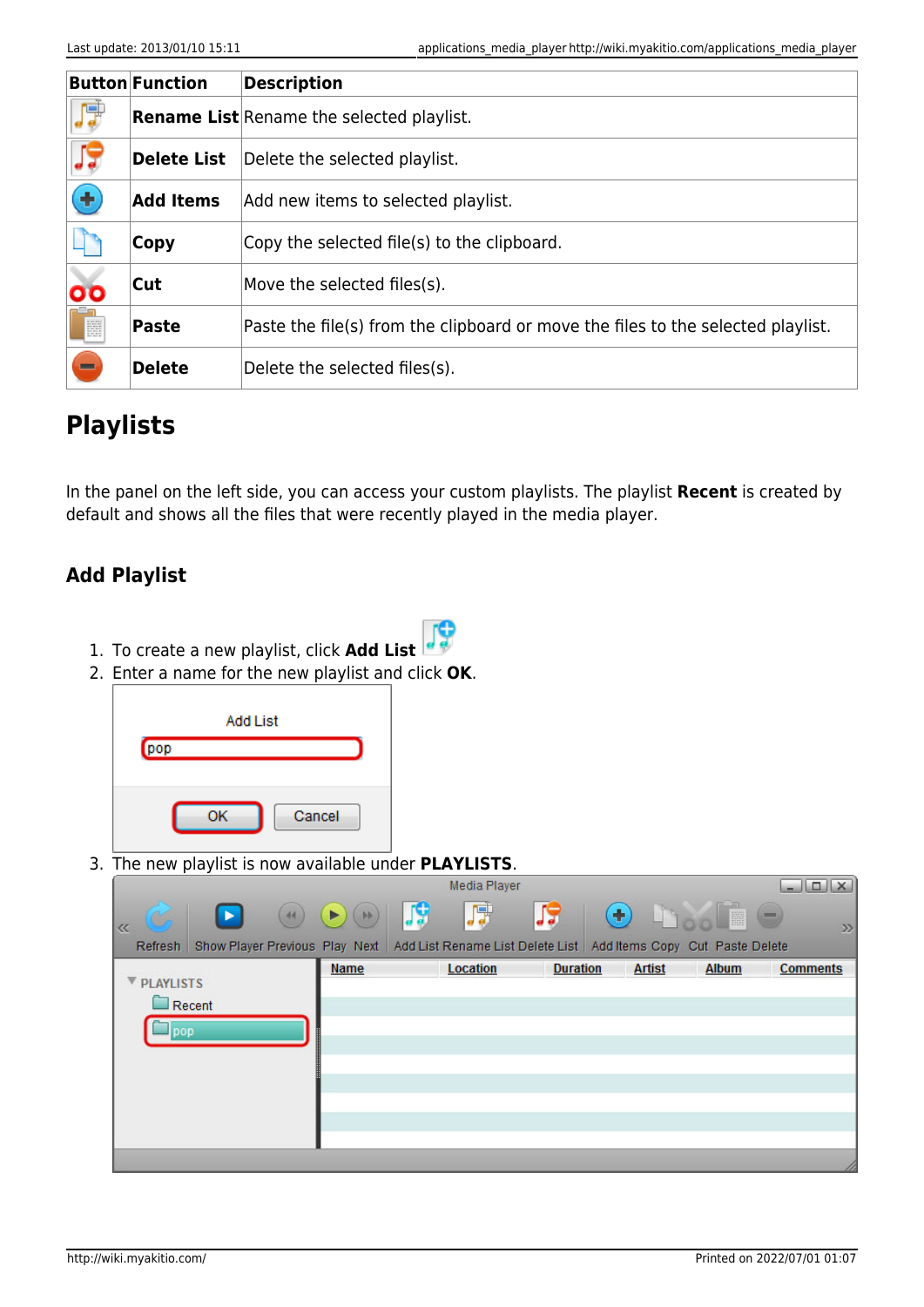| Button | Function | Description |
|---|---|---|
| | **Rename List** | Rename the selected playlist. |
| | **Delete List** | Delete the selected playlist. |
| | **Add Items** | Add new items to selected playlist. |
| | **Copy** | Copy the selected file(s) to the clipboard. |
| | **Cut** | Move the selected files(s). |
| | **Paste** | Paste the file(s) from the clipboard or move the files to the selected playlist. |
| | **Delete** | Delete the selected files(s). |

## Playlists

In the panel on the left side, you can access your custom playlists. The playlist **Recent** is created by default and shows all the files that were recently played in the media player.

### Add Playlist

1. To create a new playlist, click **Add List**
2. Enter a name for the new playlist and click **OK**.
3. The new playlist is now available under **PLAYLISTS**.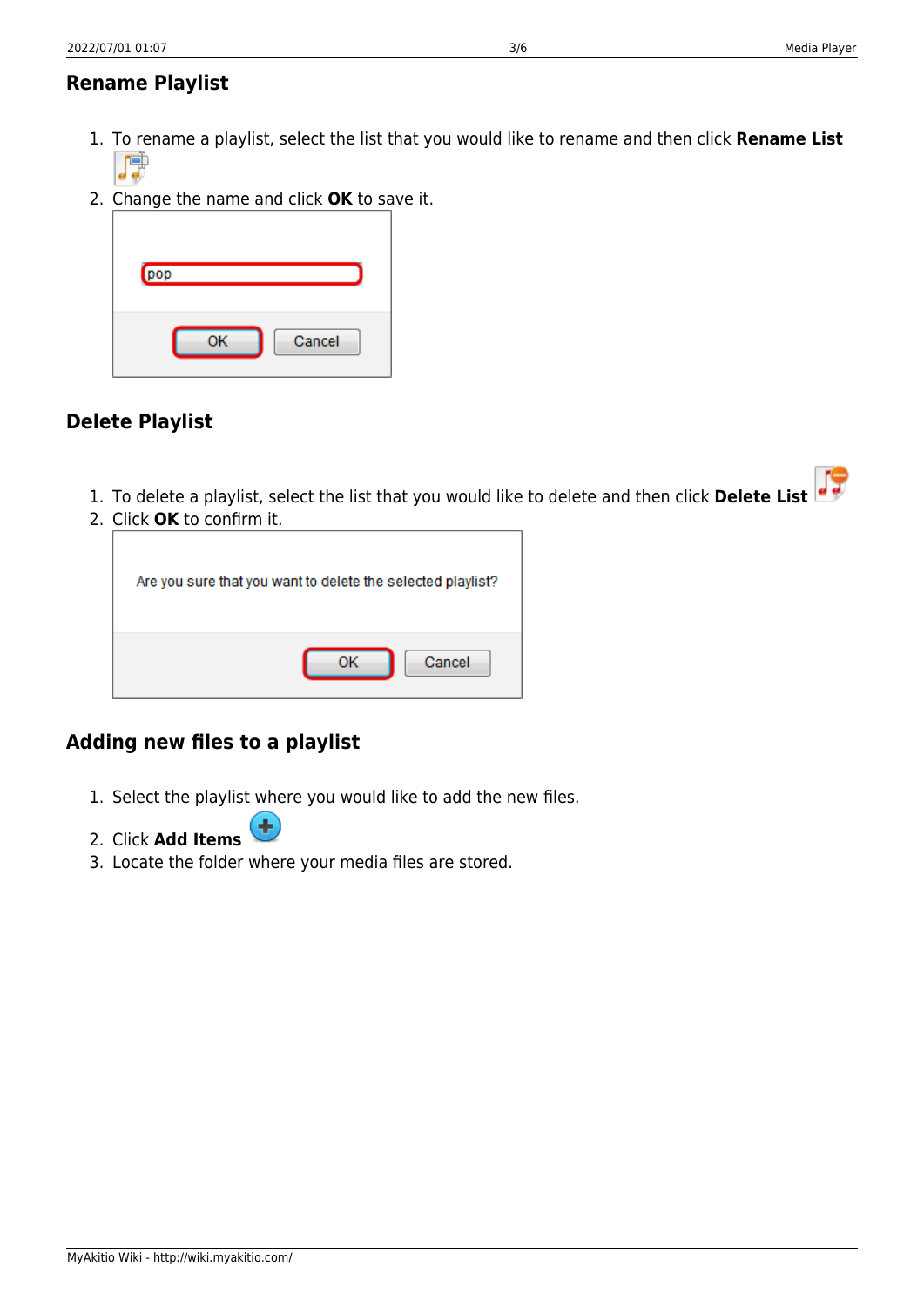## Rename Playlist

1. To rename a playlist, select the list that you would like to rename and then click **Rename List**
2. Change the name and click **OK** to save it.

## Delete Playlist

1. To delete a playlist, select the list that you would like to delete and then click **Delete List**
2. Click **OK** to confirm it.

## Adding new files to a playlist

1. Select the playlist where you would like to add the new files.
2. Click **Add Items**
3. Locate the folder where your media files are stored.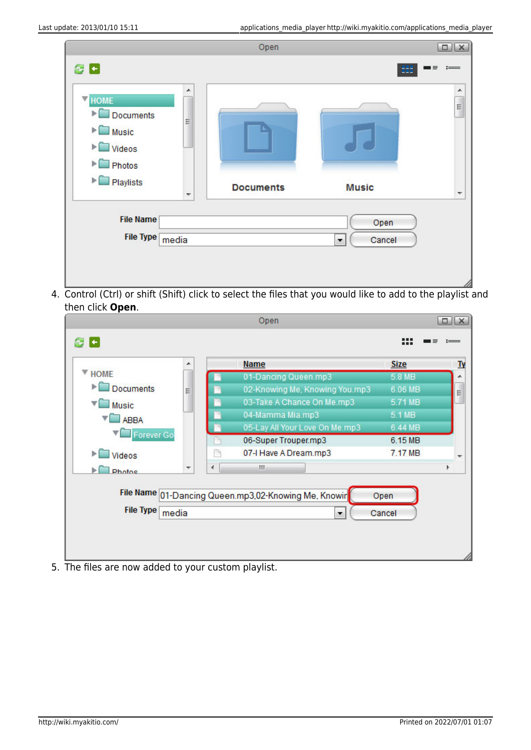4. Control (Ctrl) or shift (Shift) click to select the files that you would like to add to the playlist and then click **Open**.

5. The files are now added to your custom playlist.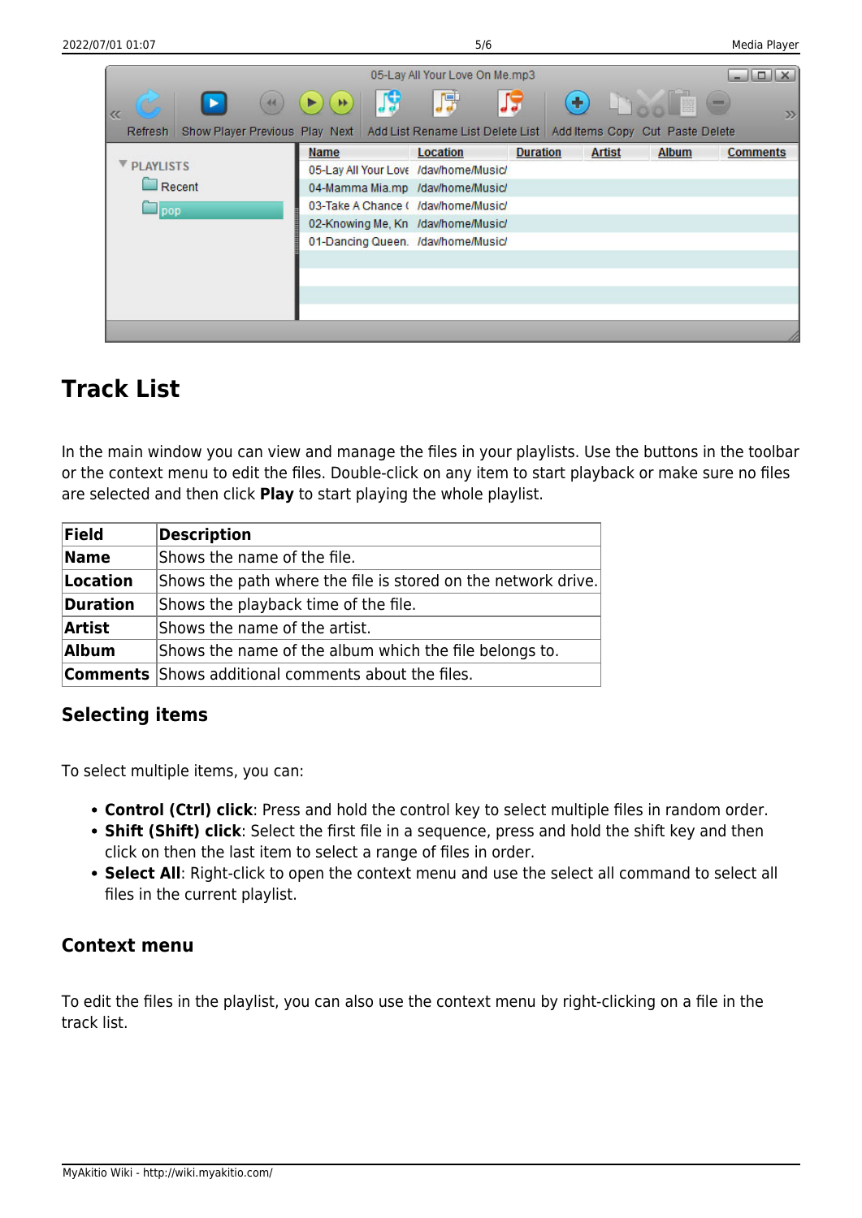# Track List

In the main window you can view and manage the files in your playlists. Use the buttons in the toolbar or the context menu to edit the files. Double-click on any item to start playback or make sure no files are selected and then click **Play** to start playing the whole playlist.

| Field | Description |
| --- | --- |
| **Name** | Shows the name of the file. |
| **Location** | Shows the path where the file is stored on the network drive. |
| **Duration** | Shows the playback time of the file. |
| **Artist** | Shows the name of the artist. |
| **Album** | Shows the name of the album which the file belongs to. |
| **Comments** | Shows additional comments about the files. |

## Selecting items

To select multiple items, you can:

- **Control (Ctrl) click**: Press and hold the control key to select multiple files in random order.
- **Shift (Shift) click**: Select the first file in a sequence, press and hold the shift key and then click on then the last item to select a range of files in order.
- **Select All**: Right-click to open the context menu and use the select all command to select all files in the current playlist.

## Context menu

To edit the files in the playlist, you can also use the context menu by right-clicking on a file in the track list.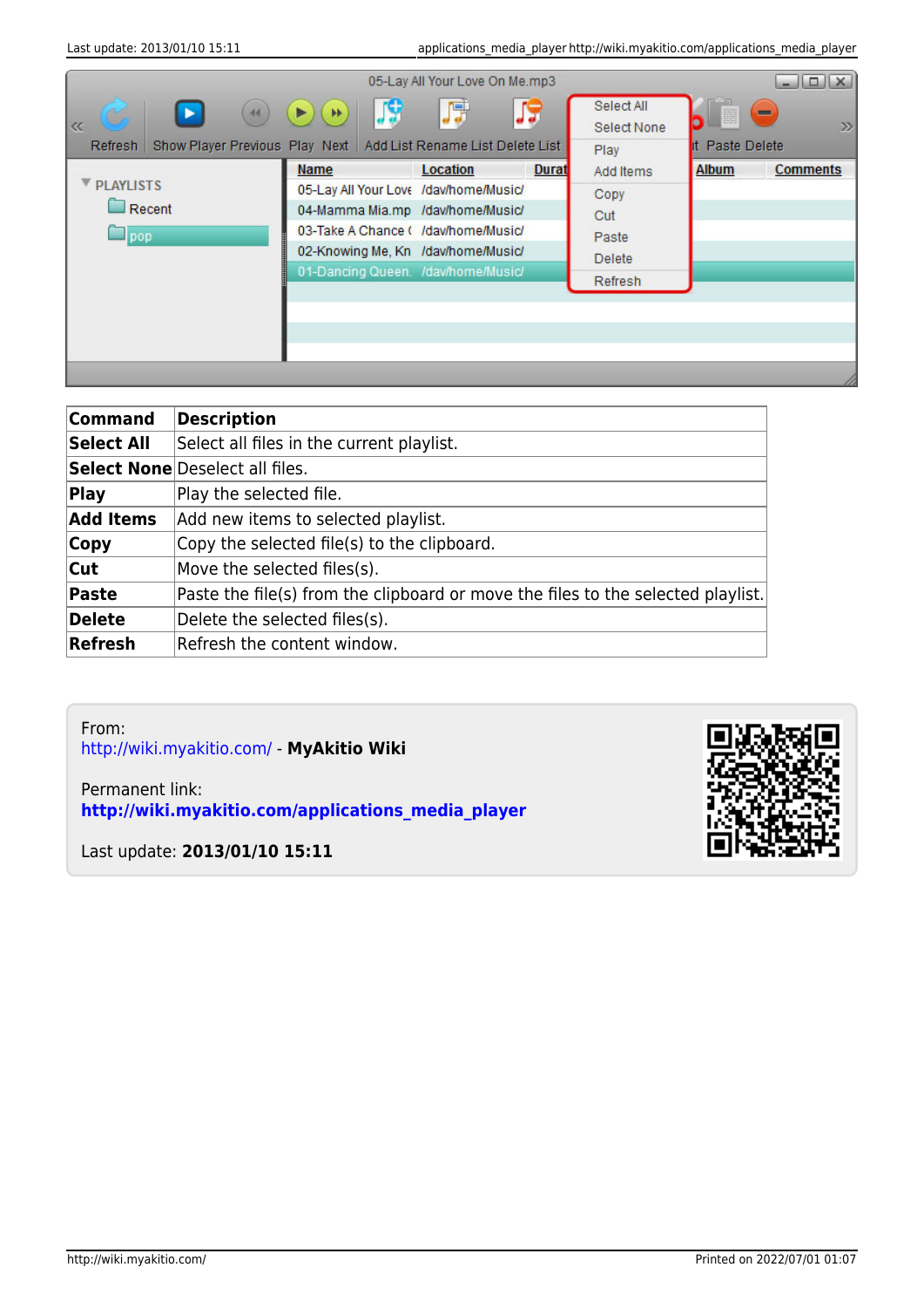| Command | Description |
|---|---|
| **Select All** | Select all files in the current playlist. |
| **Select None** | Deselect all files. |
| **Play** | Play the selected file. |
| **Add Items** | Add new items to selected playlist. |
| **Copy** | Copy the selected file(s) to the clipboard. |
| **Cut** | Move the selected files(s). |
| **Paste** | Paste the file(s) from the clipboard or move the files to the selected playlist. |
| **Delete** | Delete the selected files(s). |
| **Refresh** | Refresh the content window. |

From:
http://wiki.myakitio.com/ - **MyAkitio Wiki**

Permanent link:
**http://wiki.myakitio.com/applications_media_player**

Last update: **2013/01/10 15:11**